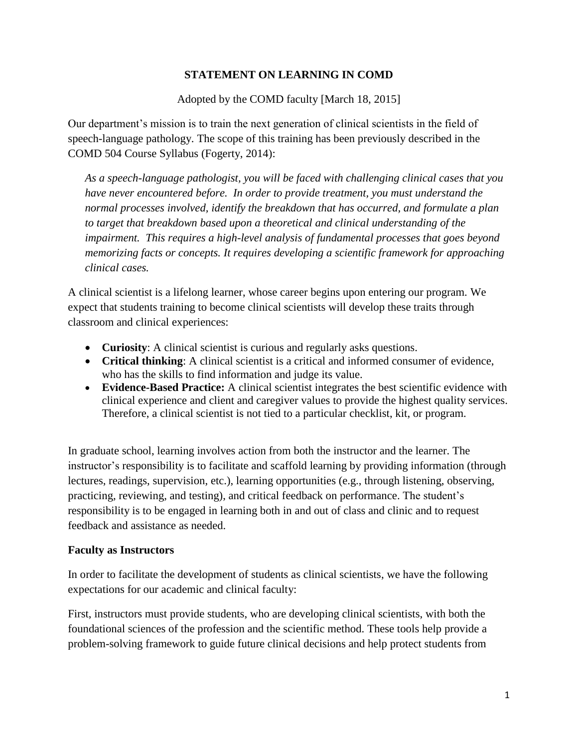# STATEMENT ON LEARNING IN COMD

Adopted by the COMD faculty [March 18, 2015]

Our department's mission is to train the next generation of clinical scientists in the field of speech-language pathology. The scope of this training has been previously described in the COMD 504 Course Syllabus (Fogerty, 2014):

> *As a speech-language pathologist, you will be faced with challenging clinical cases that you have never encountered before. In order to provide treatment, you must understand the normal processes involved, identify the breakdown that has occurred, and formulate a plan to target that breakdown based upon a theoretical and clinical understanding of the impairment. This requires a high-level analysis of fundamental processes that goes beyond memorizing facts or concepts. It requires developing a scientific framework for approaching clinical cases.*

A clinical scientist is a lifelong learner, whose career begins upon entering our program. We expect that students training to become clinical scientists will develop these traits through classroom and clinical experiences:

- **Curiosity**: A clinical scientist is curious and regularly asks questions.
- **Critical thinking**: A clinical scientist is a critical and informed consumer of evidence, who has the skills to find information and judge its value.
- **Evidence-Based Practice:** A clinical scientist integrates the best scientific evidence with clinical experience and client and caregiver values to provide the highest quality services. Therefore, a clinical scientist is not tied to a particular checklist, kit, or program.

In graduate school, learning involves action from both the instructor and the learner. The instructor's responsibility is to facilitate and scaffold learning by providing information (through lectures, readings, supervision, etc.), learning opportunities (e.g., through listening, observing, practicing, reviewing, and testing), and critical feedback on performance. The student's responsibility is to be engaged in learning both in and out of class and clinic and to request feedback and assistance as needed.

## Faculty as Instructors

In order to facilitate the development of students as clinical scientists, we have the following expectations for our academic and clinical faculty:

First, instructors must provide students, who are developing clinical scientists, with both the foundational sciences of the profession and the scientific method. These tools help provide a problem-solving framework to guide future clinical decisions and help protect students from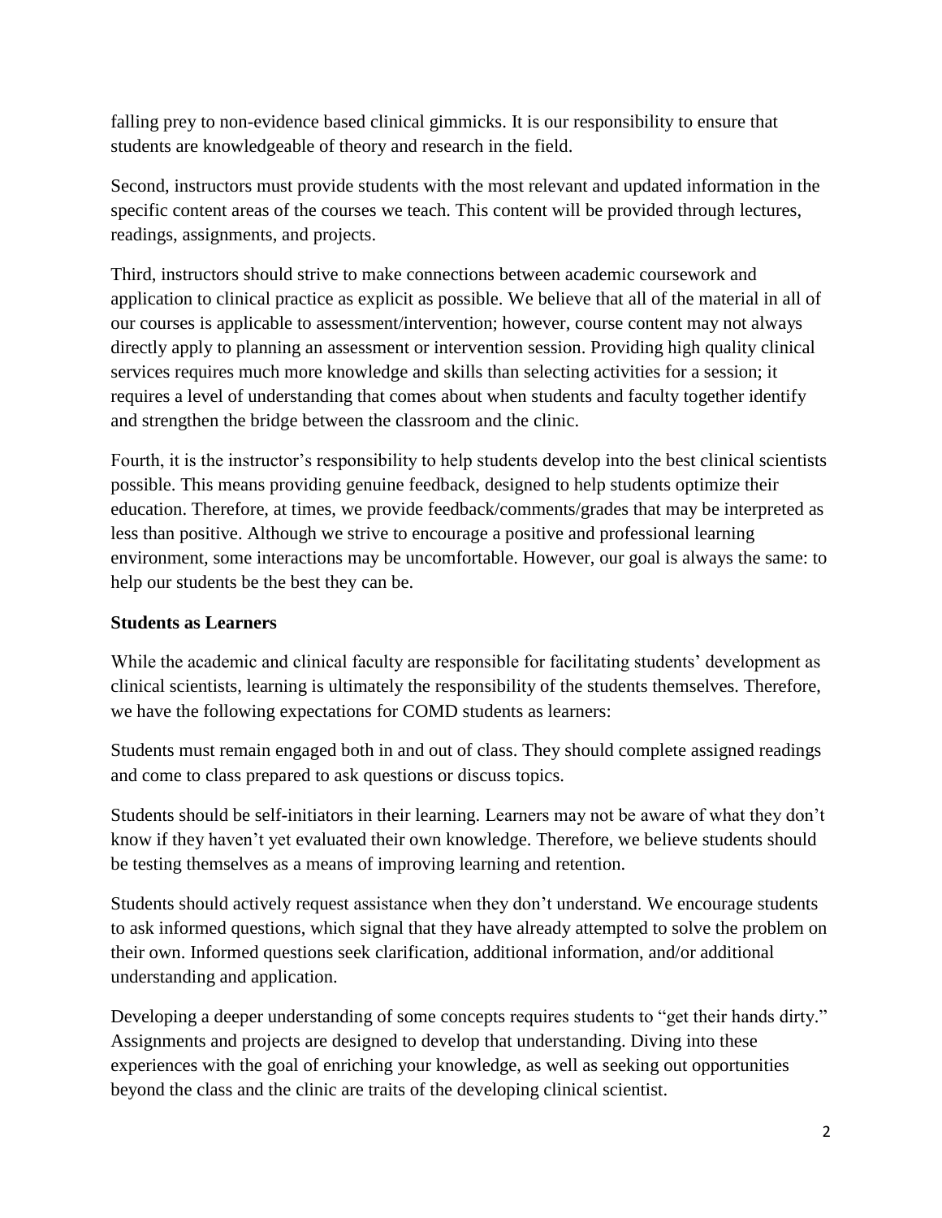falling prey to non-evidence based clinical gimmicks. It is our responsibility to ensure that students are knowledgeable of theory and research in the field.

Second, instructors must provide students with the most relevant and updated information in the specific content areas of the courses we teach. This content will be provided through lectures, readings, assignments, and projects.

Third, instructors should strive to make connections between academic coursework and application to clinical practice as explicit as possible. We believe that all of the material in all of our courses is applicable to assessment/intervention; however, course content may not always directly apply to planning an assessment or intervention session. Providing high quality clinical services requires much more knowledge and skills than selecting activities for a session; it requires a level of understanding that comes about when students and faculty together identify and strengthen the bridge between the classroom and the clinic.

Fourth, it is the instructor's responsibility to help students develop into the best clinical scientists possible. This means providing genuine feedback, designed to help students optimize their education. Therefore, at times, we provide feedback/comments/grades that may be interpreted as less than positive. Although we strive to encourage a positive and professional learning environment, some interactions may be uncomfortable. However, our goal is always the same: to help our students be the best they can be.

**Students as Learners**

While the academic and clinical faculty are responsible for facilitating students' development as clinical scientists, learning is ultimately the responsibility of the students themselves. Therefore, we have the following expectations for COMD students as learners:

Students must remain engaged both in and out of class. They should complete assigned readings and come to class prepared to ask questions or discuss topics.

Students should be self-initiators in their learning. Learners may not be aware of what they don't know if they haven't yet evaluated their own knowledge. Therefore, we believe students should be testing themselves as a means of improving learning and retention.

Students should actively request assistance when they don't understand. We encourage students to ask informed questions, which signal that they have already attempted to solve the problem on their own. Informed questions seek clarification, additional information, and/or additional understanding and application.

Developing a deeper understanding of some concepts requires students to "get their hands dirty." Assignments and projects are designed to develop that understanding. Diving into these experiences with the goal of enriching your knowledge, as well as seeking out opportunities beyond the class and the clinic are traits of the developing clinical scientist.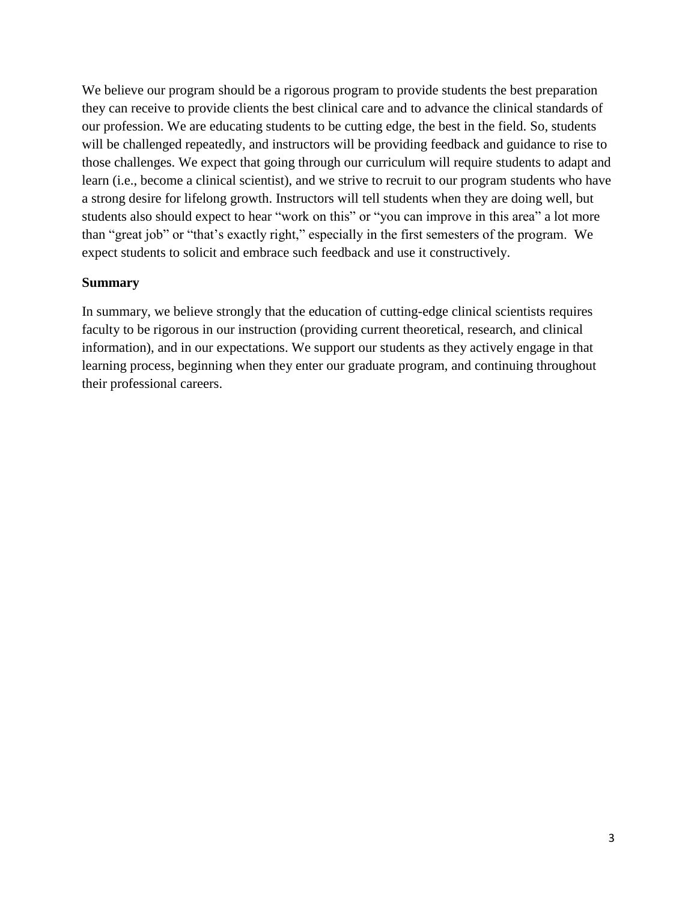We believe our program should be a rigorous program to provide students the best preparation they can receive to provide clients the best clinical care and to advance the clinical standards of our profession. We are educating students to be cutting edge, the best in the field. So, students will be challenged repeatedly, and instructors will be providing feedback and guidance to rise to those challenges. We expect that going through our curriculum will require students to adapt and learn (i.e., become a clinical scientist), and we strive to recruit to our program students who have a strong desire for lifelong growth. Instructors will tell students when they are doing well, but students also should expect to hear "work on this" or "you can improve in this area" a lot more than "great job" or "that's exactly right," especially in the first semesters of the program. We expect students to solicit and embrace such feedback and use it constructively.

**Summary**

In summary, we believe strongly that the education of cutting-edge clinical scientists requires faculty to be rigorous in our instruction (providing current theoretical, research, and clinical information), and in our expectations. We support our students as they actively engage in that learning process, beginning when they enter our graduate program, and continuing throughout their professional careers.